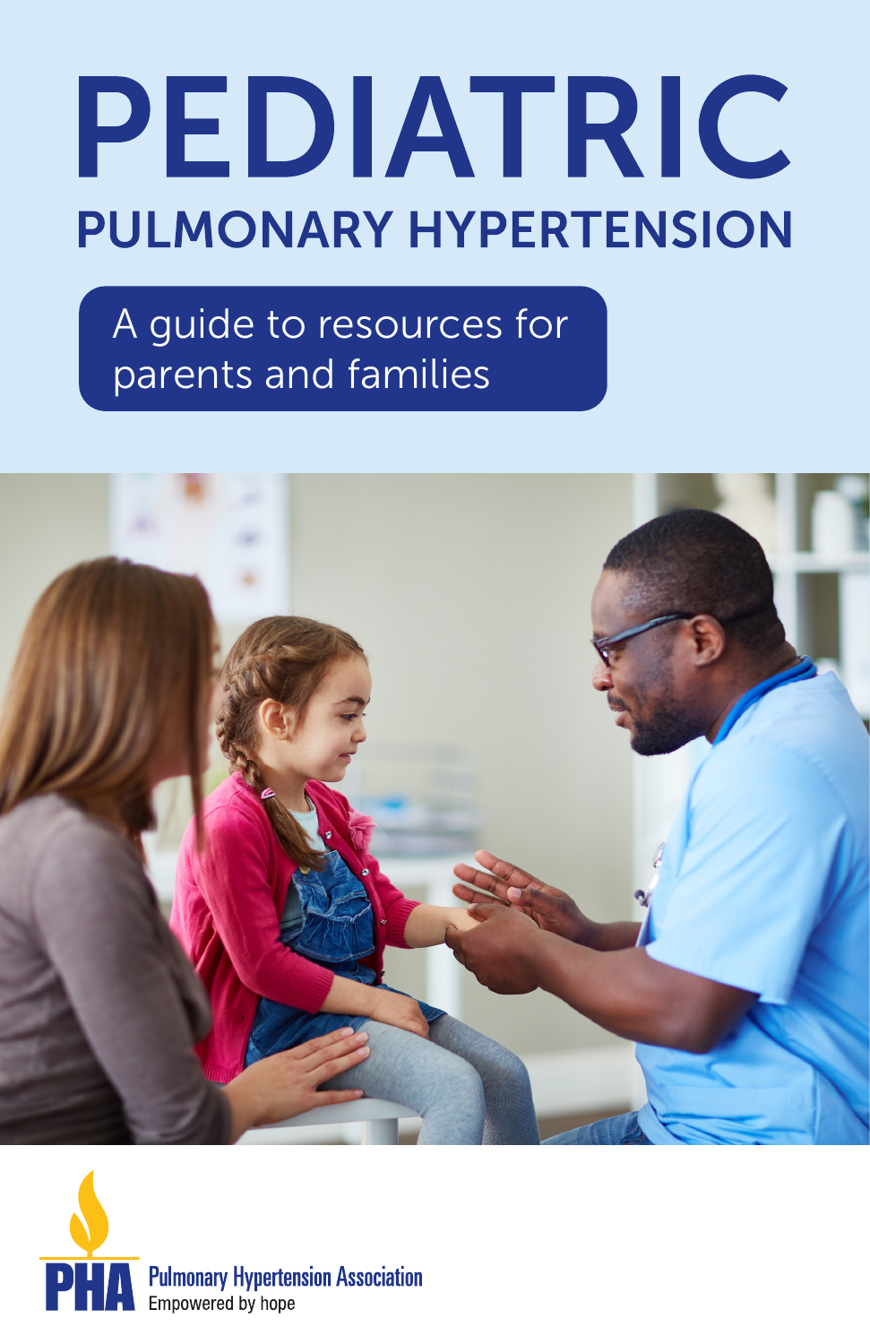# PEDIATRIC

## PULMONARY HYPERTENSION

A guide to resources for parents and families

PHA Pulmonary Hypertension Association
Empowered by hope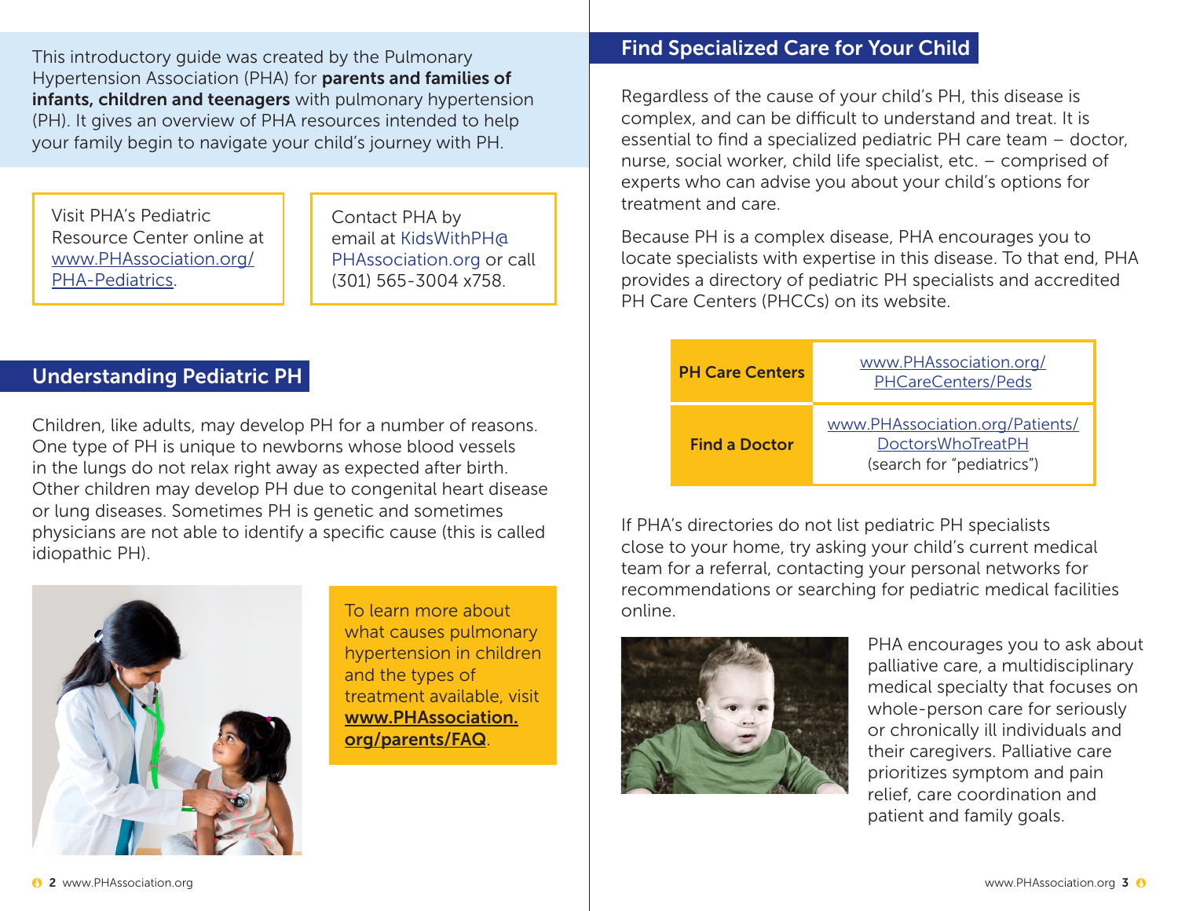This introductory guide was created by the Pulmonary Hypertension Association (PHA) for **parents and families of infants, children and teenagers** with pulmonary hypertension (PH). It gives an overview of PHA resources intended to help your family begin to navigate your child's journey with PH.

Visit PHA's Pediatric Resource Center online at www.PHAssociation.org/PHA-Pediatrics.

Contact PHA by email at KidsWithPH@PHAssociation.org or call (301) 565-3004 x758.

## Understanding Pediatric PH

Children, like adults, may develop PH for a number of reasons. One type of PH is unique to newborns whose blood vessels in the lungs do not relax right away as expected after birth. Other children may develop PH due to congenital heart disease or lung diseases. Sometimes PH is genetic and sometimes physicians are not able to identify a specific cause (this is called idiopathic PH).

To learn more about what causes pulmonary hypertension in children and the types of treatment available, visit **www.PHAssociation.org/parents/FAQ**.

## Find Specialized Care for Your Child

Regardless of the cause of your child's PH, this disease is complex, and can be difficult to understand and treat. It is essential to find a specialized pediatric PH care team – doctor, nurse, social worker, child life specialist, etc. – comprised of experts who can advise you about your child's options for treatment and care.

Because PH is a complex disease, PHA encourages you to locate specialists with expertise in this disease. To that end, PHA provides a directory of pediatric PH specialists and accredited PH Care Centers (PHCCs) on its website.

| | |
|---|---|
| **PH Care Centers** | www.PHAssociation.org/PHCareCenters/Peds |
| **Find a Doctor** | www.PHAssociation.org/Patients/DoctorsWhoTreatPH (search for "pediatrics") |

If PHA's directories do not list pediatric PH specialists close to your home, try asking your child's current medical team for a referral, contacting your personal networks for recommendations or searching for pediatric medical facilities online.

PHA encourages you to ask about palliative care, a multidisciplinary medical specialty that focuses on whole-person care for seriously or chronically ill individuals and their caregivers. Palliative care prioritizes symptom and pain relief, care coordination and patient and family goals.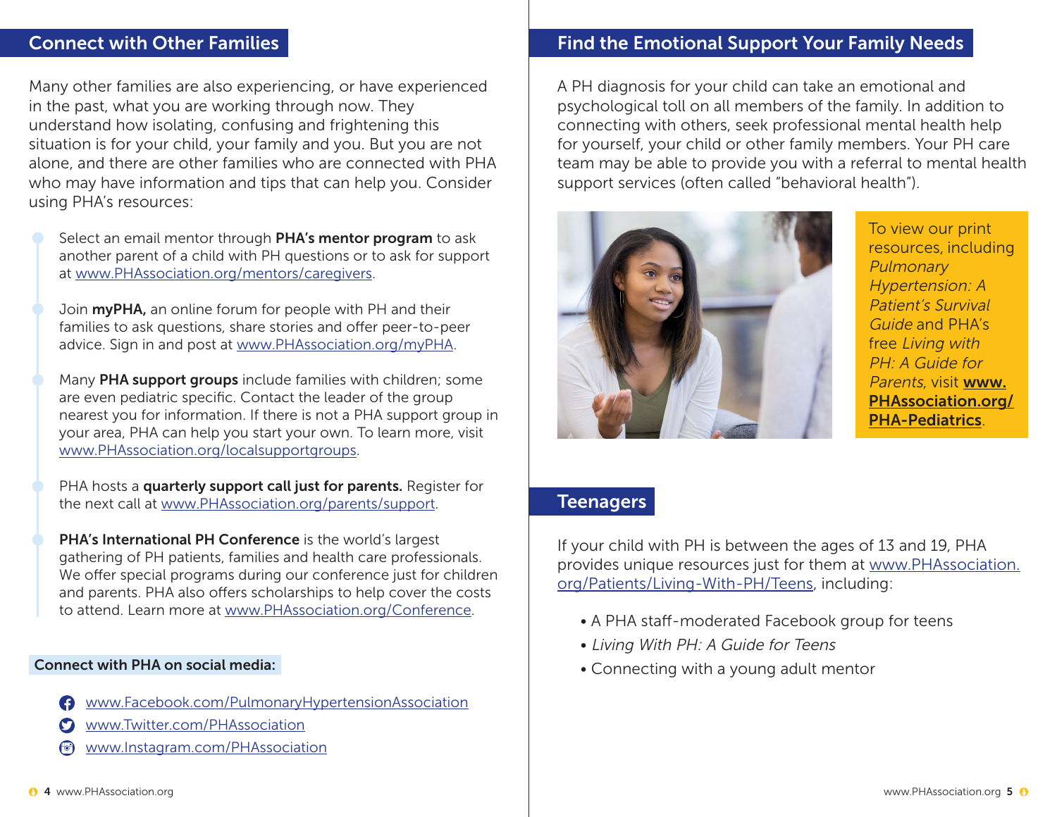## Connect with Other Families

Many other families are also experiencing, or have experienced in the past, what you are working through now. They understand how isolating, confusing and frightening this situation is for your child, your family and you. But you are not alone, and there are other families who are connected with PHA who may have information and tips that can help you. Consider using PHA's resources:

- Select an email mentor through **PHA's mentor program** to ask another parent of a child with PH questions or to ask for support at www.PHAssociation.org/mentors/caregivers.
- Join **myPHA,** an online forum for people with PH and their families to ask questions, share stories and offer peer-to-peer advice. Sign in and post at www.PHAssociation.org/myPHA.
- Many **PHA support groups** include families with children; some are even pediatric specific. Contact the leader of the group nearest you for information. If there is not a PHA support group in your area, PHA can help you start your own. To learn more, visit www.PHAssociation.org/localsupportgroups.
- PHA hosts a **quarterly support call just for parents.** Register for the next call at www.PHAssociation.org/parents/support.
- **PHA's International PH Conference** is the world's largest gathering of PH patients, families and health care professionals. We offer special programs during our conference just for children and parents. PHA also offers scholarships to help cover the costs to attend. Learn more at www.PHAssociation.org/Conference.

**Connect with PHA on social media:**

- www.Facebook.com/PulmonaryHypertensionAssociation
- www.Twitter.com/PHAssociation
- www.Instagram.com/PHAssociation

## Find the Emotional Support Your Family Needs

A PH diagnosis for your child can take an emotional and psychological toll on all members of the family. In addition to connecting with others, seek professional mental health help for yourself, your child or other family members. Your PH care team may be able to provide you with a referral to mental health support services (often called "behavioral health").

To view our print resources, including *Pulmonary Hypertension: A Patient's Survival Guide* and PHA's free *Living with PH: A Guide for Parents*, visit **www.PHAssociation.org/PHA-Pediatrics**.

## Teenagers

If your child with PH is between the ages of 13 and 19, PHA provides unique resources just for them at www.PHAssociation.org/Patients/Living-With-PH/Teens, including:

- A PHA staff-moderated Facebook group for teens
- *Living With PH: A Guide for Teens*
- Connecting with a young adult mentor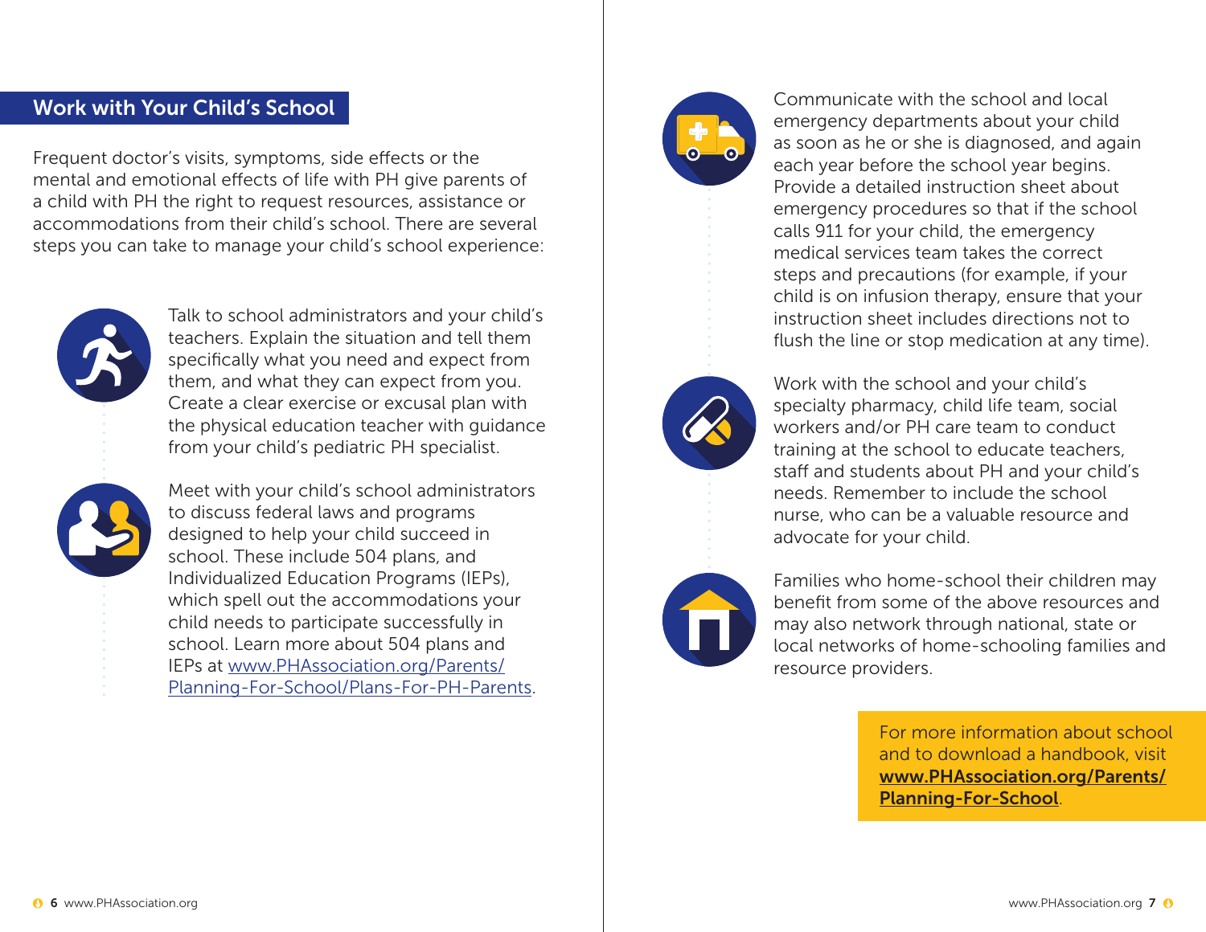## Work with Your Child's School

Frequent doctor's visits, symptoms, side effects or the mental and emotional effects of life with PH give parents of a child with PH the right to request resources, assistance or accommodations from their child's school. There are several steps you can take to manage your child's school experience:

Talk to school administrators and your child's teachers. Explain the situation and tell them specifically what you need and expect from them, and what they can expect from you. Create a clear exercise or excusal plan with the physical education teacher with guidance from your child's pediatric PH specialist.

Meet with your child's school administrators to discuss federal laws and programs designed to help your child succeed in school. These include 504 plans, and Individualized Education Programs (IEPs), which spell out the accommodations your child needs to participate successfully in school. Learn more about 504 plans and IEPs at www.PHAssociation.org/Parents/Planning-For-School/Plans-For-PH-Parents.

Communicate with the school and local emergency departments about your child as soon as he or she is diagnosed, and again each year before the school year begins. Provide a detailed instruction sheet about emergency procedures so that if the school calls 911 for your child, the emergency medical services team takes the correct steps and precautions (for example, if your child is on infusion therapy, ensure that your instruction sheet includes directions not to flush the line or stop medication at any time).

Work with the school and your child's specialty pharmacy, child life team, social workers and/or PH care team to conduct training at the school to educate teachers, staff and students about PH and your child's needs. Remember to include the school nurse, who can be a valuable resource and advocate for your child.

Families who home-school their children may benefit from some of the above resources and may also network through national, state or local networks of home-schooling families and resource providers.

For more information about school and to download a handbook, visit **www.PHAssociation.org/Parents/Planning-For-School**.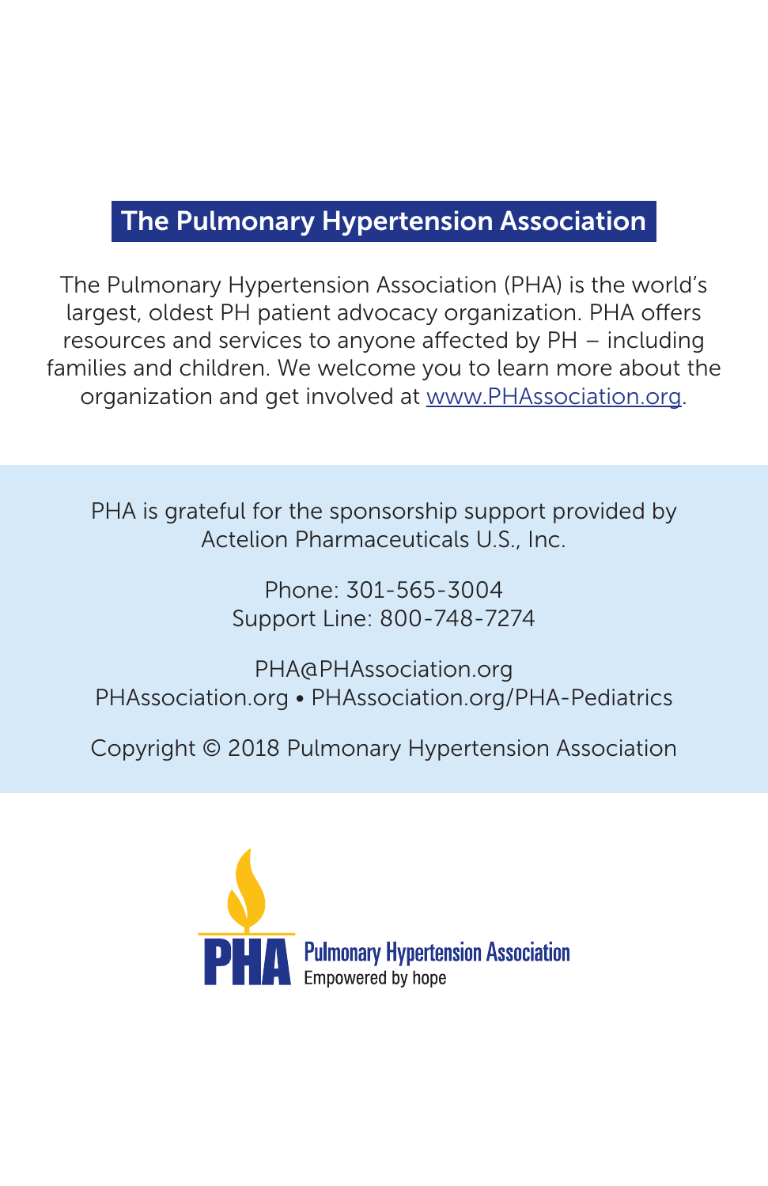## The Pulmonary Hypertension Association

The Pulmonary Hypertension Association (PHA) is the world's largest, oldest PH patient advocacy organization. PHA offers resources and services to anyone affected by PH – including families and children. We welcome you to learn more about the organization and get involved at [www.PHAssociation.org](http://www.PHAssociation.org).

PHA is grateful for the sponsorship support provided by Actelion Pharmaceuticals U.S., Inc.

Phone: 301-565-3004
Support Line: 800-748-7274

PHA@PHAssociation.org
PHAssociation.org • PHAssociation.org/PHA-Pediatrics

Copyright © 2018 Pulmonary Hypertension Association

PHA Pulmonary Hypertension Association
Empowered by hope